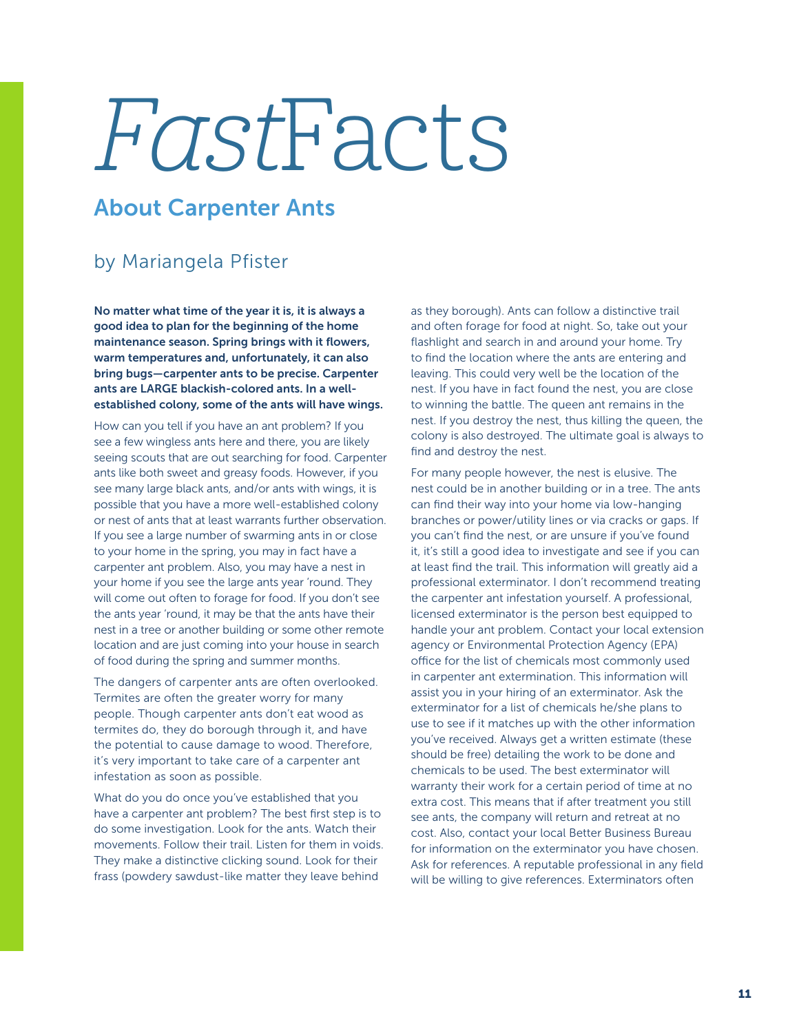# *Fast*Facts

## About Carpenter Ants

### by Mariangela Pfister

**No matter what time of the year it is, it is always a good idea to plan for the beginning of the home maintenance season. Spring brings with it flowers, warm temperatures and, unfortunately, it can also bring bugs—carpenter ants to be precise. Carpenter ants are LARGE blackish-colored ants. In a well-established colony, some of the ants will have wings.**

How can you tell if you have an ant problem? If you see a few wingless ants here and there, you are likely seeing scouts that are out searching for food. Carpenter ants like both sweet and greasy foods. However, if you see many large black ants, and/or ants with wings, it is possible that you have a more well-established colony or nest of ants that at least warrants further observation. If you see a large number of swarming ants in or close to your home in the spring, you may in fact have a carpenter ant problem. Also, you may have a nest in your home if you see the large ants year 'round. They will come out often to forage for food. If you don't see the ants year 'round, it may be that the ants have their nest in a tree or another building or some other remote location and are just coming into your house in search of food during the spring and summer months.

The dangers of carpenter ants are often overlooked. Termites are often the greater worry for many people. Though carpenter ants don't eat wood as termites do, they do borough through it, and have the potential to cause damage to wood. Therefore, it's very important to take care of a carpenter ant infestation as soon as possible.

What do you do once you've established that you have a carpenter ant problem? The best first step is to do some investigation. Look for the ants. Watch their movements. Follow their trail. Listen for them in voids. They make a distinctive clicking sound. Look for their frass (powdery sawdust-like matter they leave behind as they borough). Ants can follow a distinctive trail and often forage for food at night. So, take out your flashlight and search in and around your home. Try to find the location where the ants are entering and leaving. This could very well be the location of the nest. If you have in fact found the nest, you are close to winning the battle. The queen ant remains in the nest. If you destroy the nest, thus killing the queen, the colony is also destroyed. The ultimate goal is always to find and destroy the nest.

For many people however, the nest is elusive. The nest could be in another building or in a tree. The ants can find their way into your home via low-hanging branches or power/utility lines or via cracks or gaps. If you can't find the nest, or are unsure if you've found it, it's still a good idea to investigate and see if you can at least find the trail. This information will greatly aid a professional exterminator. I don't recommend treating the carpenter ant infestation yourself. A professional, licensed exterminator is the person best equipped to handle your ant problem. Contact your local extension agency or Environmental Protection Agency (EPA) office for the list of chemicals most commonly used in carpenter ant extermination. This information will assist you in your hiring of an exterminator. Ask the exterminator for a list of chemicals he/she plans to use to see if it matches up with the other information you've received. Always get a written estimate (these should be free) detailing the work to be done and chemicals to be used. The best exterminator will warranty their work for a certain period of time at no extra cost. This means that if after treatment you still see ants, the company will return and retreat at no cost. Also, contact your local Better Business Bureau for information on the exterminator you have chosen. Ask for references. A reputable professional in any field will be willing to give references. Exterminators often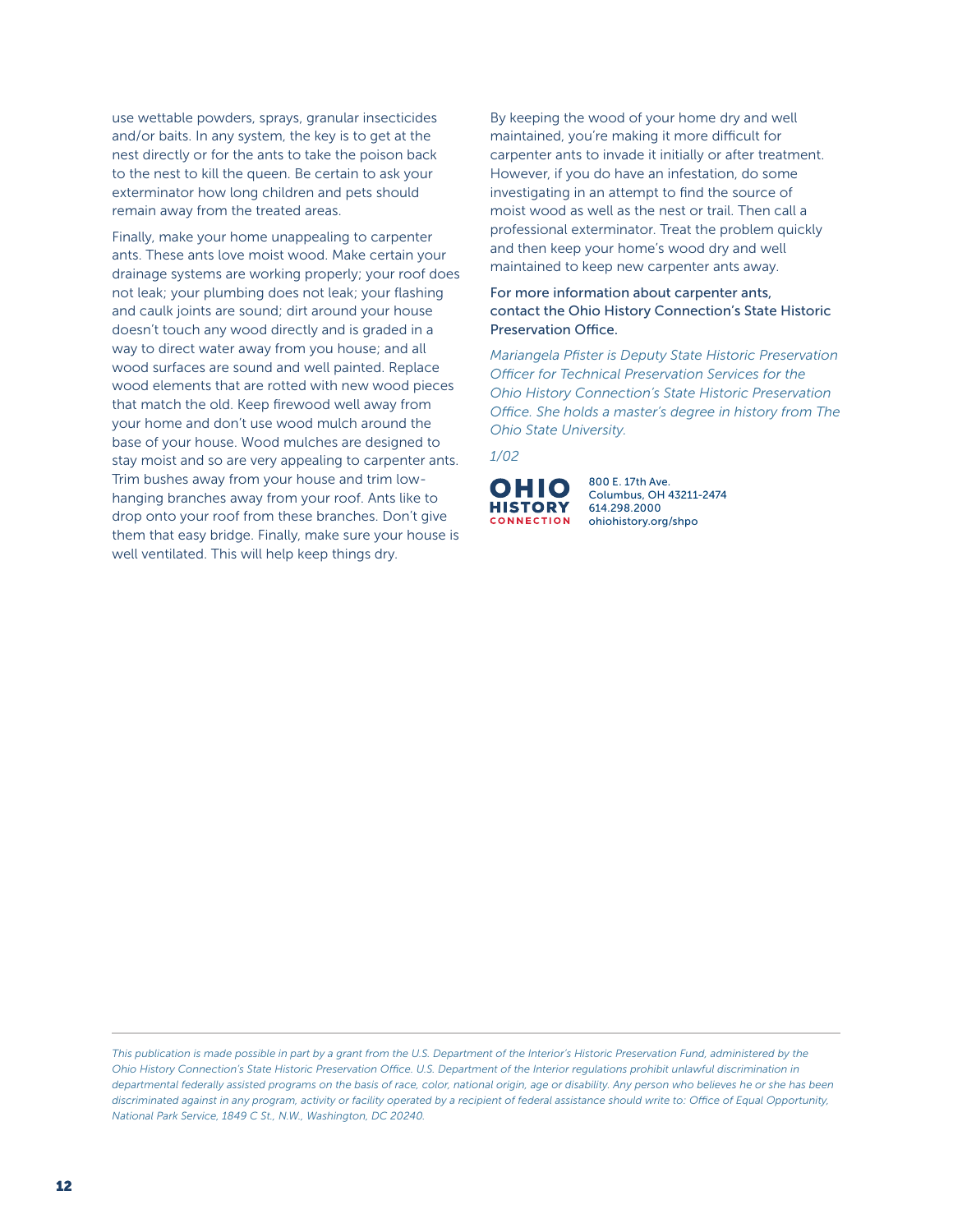use wettable powders, sprays, granular insecticides and/or baits. In any system, the key is to get at the nest directly or for the ants to take the poison back to the nest to kill the queen. Be certain to ask your exterminator how long children and pets should remain away from the treated areas.

Finally, make your home unappealing to carpenter ants. These ants love moist wood. Make certain your drainage systems are working properly; your roof does not leak; your plumbing does not leak; your flashing and caulk joints are sound; dirt around your house doesn't touch any wood directly and is graded in a way to direct water away from you house; and all wood surfaces are sound and well painted. Replace wood elements that are rotted with new wood pieces that match the old. Keep firewood well away from your home and don't use wood mulch around the base of your house. Wood mulches are designed to stay moist and so are very appealing to carpenter ants. Trim bushes away from your house and trim low-hanging branches away from your roof. Ants like to drop onto your roof from these branches. Don't give them that easy bridge. Finally, make sure your house is well ventilated. This will help keep things dry.

By keeping the wood of your home dry and well maintained, you're making it more difficult for carpenter ants to invade it initially or after treatment. However, if you do have an infestation, do some investigating in an attempt to find the source of moist wood as well as the nest or trail. Then call a professional exterminator. Treat the problem quickly and then keep your home's wood dry and well maintained to keep new carpenter ants away.

For more information about carpenter ants, contact the Ohio History Connection's State Historic Preservation Office.

*Mariangela Pfister is Deputy State Historic Preservation Officer for Technical Preservation Services for the Ohio History Connection's State Historic Preservation Office. She holds a master's degree in history from The Ohio State University.*

*1/02*

OHIO HISTORY CONNECTION

800 E. 17th Ave.
Columbus, OH 43211-2474
614.298.2000
ohiohistory.org/shpo

---

*This publication is made possible in part by a grant from the U.S. Department of the Interior's Historic Preservation Fund, administered by the Ohio History Connection's State Historic Preservation Office. U.S. Department of the Interior regulations prohibit unlawful discrimination in departmental federally assisted programs on the basis of race, color, national origin, age or disability. Any person who believes he or she has been discriminated against in any program, activity or facility operated by a recipient of federal assistance should write to: Office of Equal Opportunity, National Park Service, 1849 C St., N.W., Washington, DC 20240.*